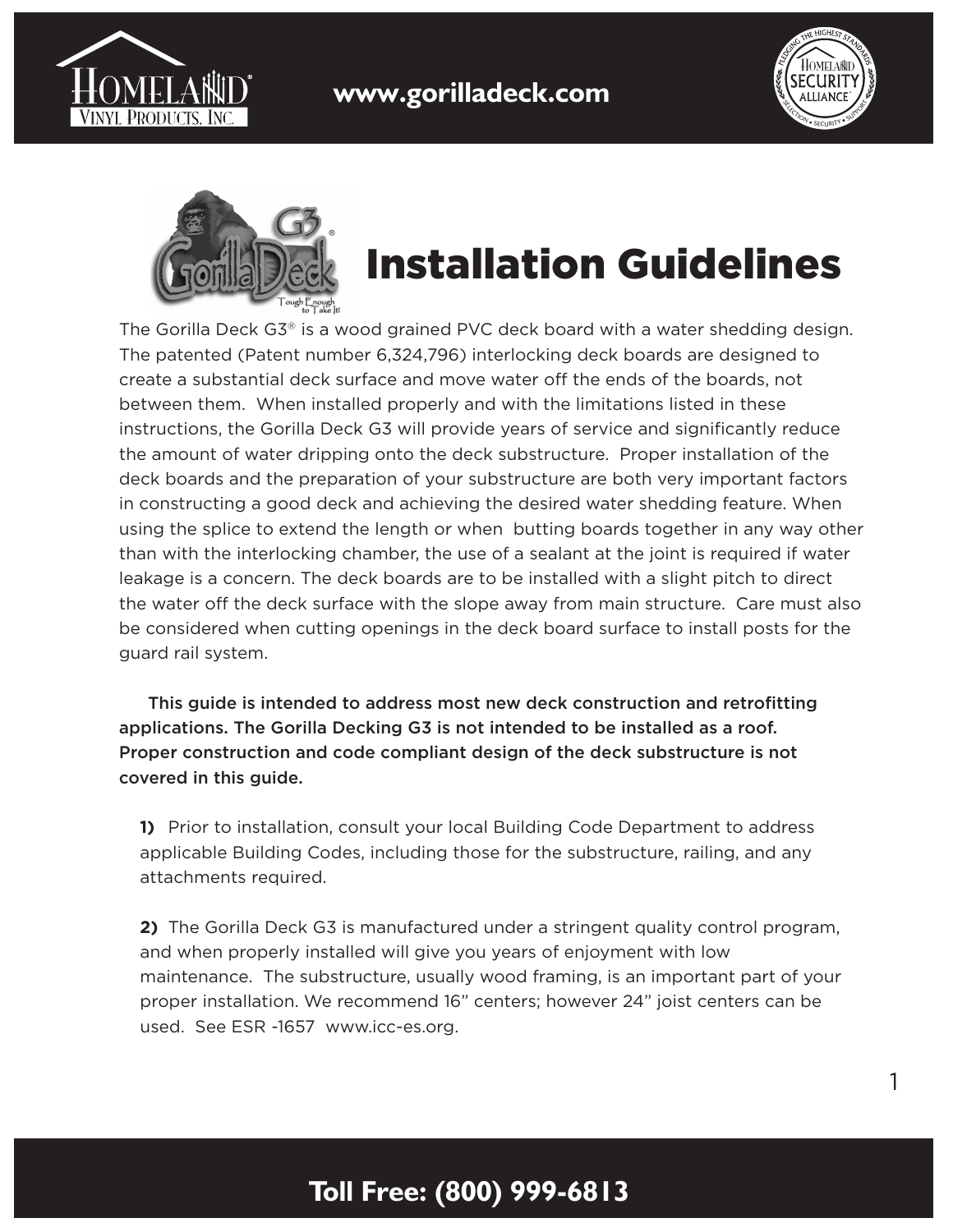# Installation Guidelines

The Gorilla Deck G3® is a wood grained PVC deck board with a water shedding design. The patented (Patent number 6,324,796) interlocking deck boards are designed to create a substantial deck surface and move water off the ends of the boards, not between them. When installed properly and with the limitations listed in these instructions, the Gorilla Deck G3 will provide years of service and significantly reduce the amount of water dripping onto the deck substructure. Proper installation of the deck boards and the preparation of your substructure are both very important factors in constructing a good deck and achieving the desired water shedding feature. When using the splice to extend the length or when butting boards together in any way other than with the interlocking chamber, the use of a sealant at the joint is required if water leakage is a concern. The deck boards are to be installed with a slight pitch to direct the water off the deck surface with the slope away from main structure. Care must also be considered when cutting openings in the deck board surface to install posts for the guard rail system.

This guide is intended to address most new deck construction and retrofitting applications. The Gorilla Decking G3 is not intended to be installed as a roof. Proper construction and code compliant design of the deck substructure is not covered in this guide.

**1)** Prior to installation, consult your local Building Code Department to address applicable Building Codes, including those for the substructure, railing, and any attachments required.

**2)** The Gorilla Deck G3 is manufactured under a stringent quality control program, and when properly installed will give you years of enjoyment with low maintenance. The substructure, usually wood framing, is an important part of your proper installation. We recommend 16" centers; however 24" joist centers can be used. See ESR -1657 www.icc-es.org.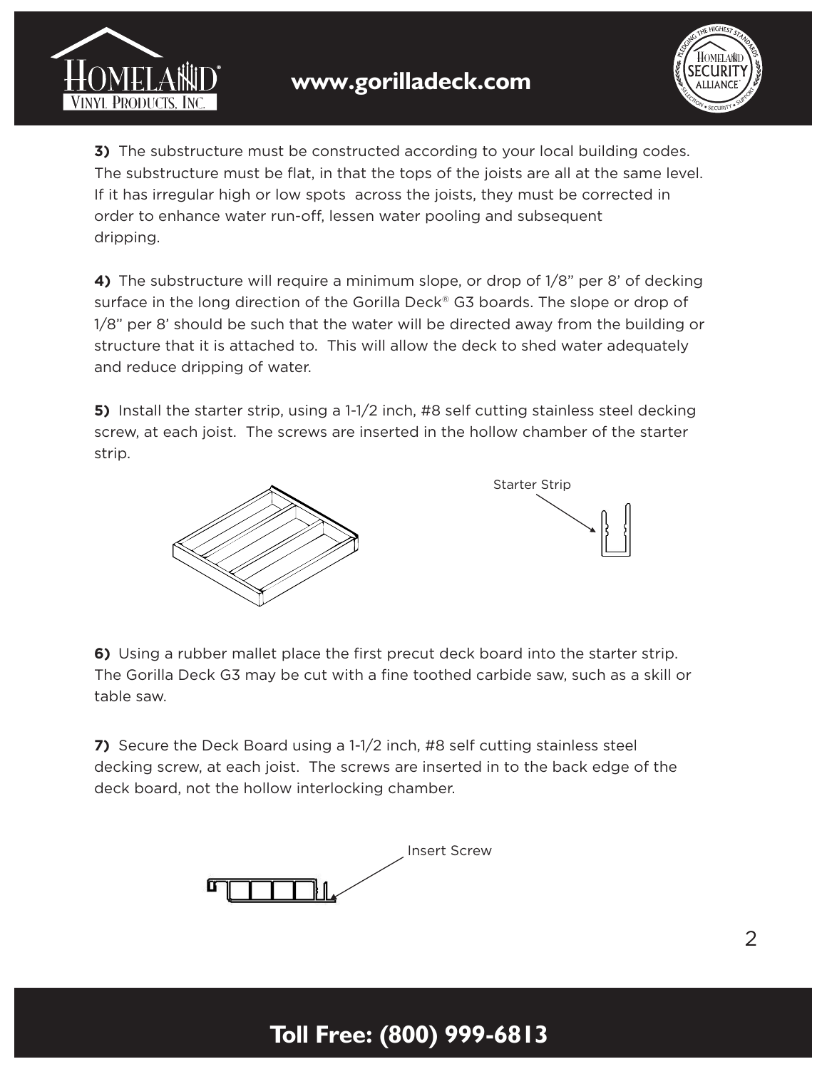**3)** The substructure must be constructed according to your local building codes. The substructure must be flat, in that the tops of the joists are all at the same level. If it has irregular high or low spots across the joists, they must be corrected in order to enhance water run-off, lessen water pooling and subsequent dripping.

**4)** The substructure will require a minimum slope, or drop of 1/8" per 8' of decking surface in the long direction of the Gorilla Deck® G3 boards. The slope or drop of 1/8" per 8' should be such that the water will be directed away from the building or structure that it is attached to. This will allow the deck to shed water adequately and reduce dripping of water.

**5)** Install the starter strip, using a 1-1/2 inch, #8 self cutting stainless steel decking screw, at each joist. The screws are inserted in the hollow chamber of the starter strip.

Starter Strip

**6)** Using a rubber mallet place the first precut deck board into the starter strip. The Gorilla Deck G3 may be cut with a fine toothed carbide saw, such as a skill or table saw.

**7)** Secure the Deck Board using a 1-1/2 inch, #8 self cutting stainless steel decking screw, at each joist. The screws are inserted in to the back edge of the deck board, not the hollow interlocking chamber.

Insert Screw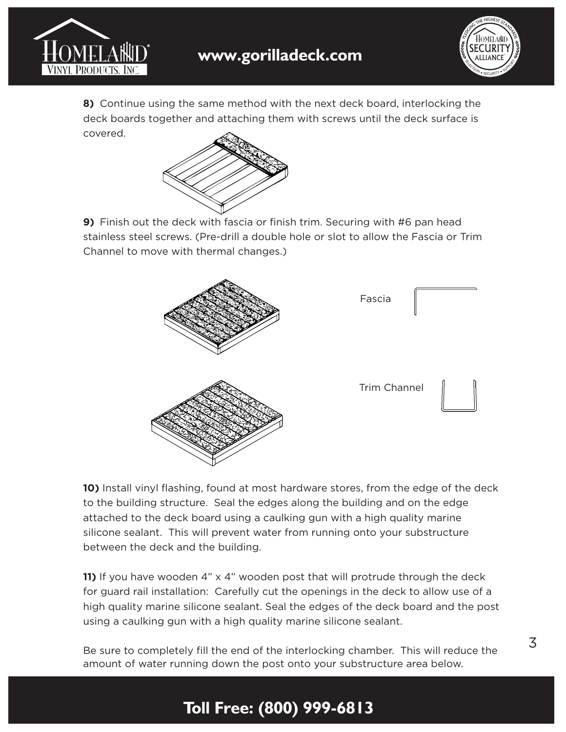**8)** Continue using the same method with the next deck board, interlocking the deck boards together and attaching them with screws until the deck surface is covered.

**9)** Finish out the deck with fascia or finish trim. Securing with #6 pan head stainless steel screws. (Pre-drill a double hole or slot to allow the Fascia or Trim Channel to move with thermal changes.)

Fascia

Trim Channel

**10)** Install vinyl flashing, found at most hardware stores, from the edge of the deck to the building structure. Seal the edges along the building and on the edge attached to the deck board using a caulking gun with a high quality marine silicone sealant. This will prevent water from running onto your substructure between the deck and the building.

**11)** If you have wooden 4" x 4" wooden post that will protrude through the deck for guard rail installation: Carefully cut the openings in the deck to allow use of a high quality marine silicone sealant. Seal the edges of the deck board and the post using a caulking gun with a high quality marine silicone sealant.

Be sure to completely fill the end of the interlocking chamber. This will reduce the amount of water running down the post onto your substructure area below.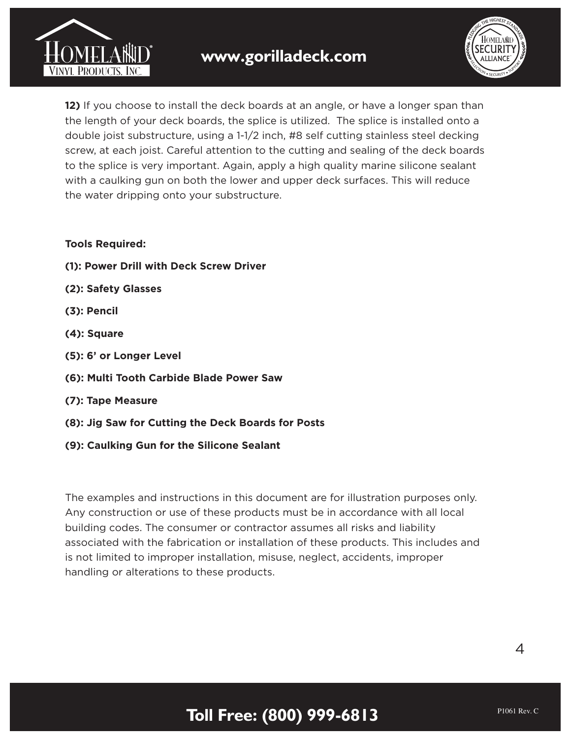**12)** If you choose to install the deck boards at an angle, or have a longer span than the length of your deck boards, the splice is utilized. The splice is installed onto a double joist substructure, using a 1-1/2 inch, #8 self cutting stainless steel decking screw, at each joist. Careful attention to the cutting and sealing of the deck boards to the splice is very important. Again, apply a high quality marine silicone sealant with a caulking gun on both the lower and upper deck surfaces. This will reduce the water dripping onto your substructure.

**Tools Required:**

**(1): Power Drill with Deck Screw Driver**

**(2): Safety Glasses**

**(3): Pencil**

**(4): Square**

**(5): 6' or Longer Level**

**(6): Multi Tooth Carbide Blade Power Saw**

**(7): Tape Measure**

**(8): Jig Saw for Cutting the Deck Boards for Posts**

**(9): Caulking Gun for the Silicone Sealant**

The examples and instructions in this document are for illustration purposes only. Any construction or use of these products must be in accordance with all local building codes. The consumer or contractor assumes all risks and liability associated with the fabrication or installation of these products. This includes and is not limited to improper installation, misuse, neglect, accidents, improper handling or alterations to these products.